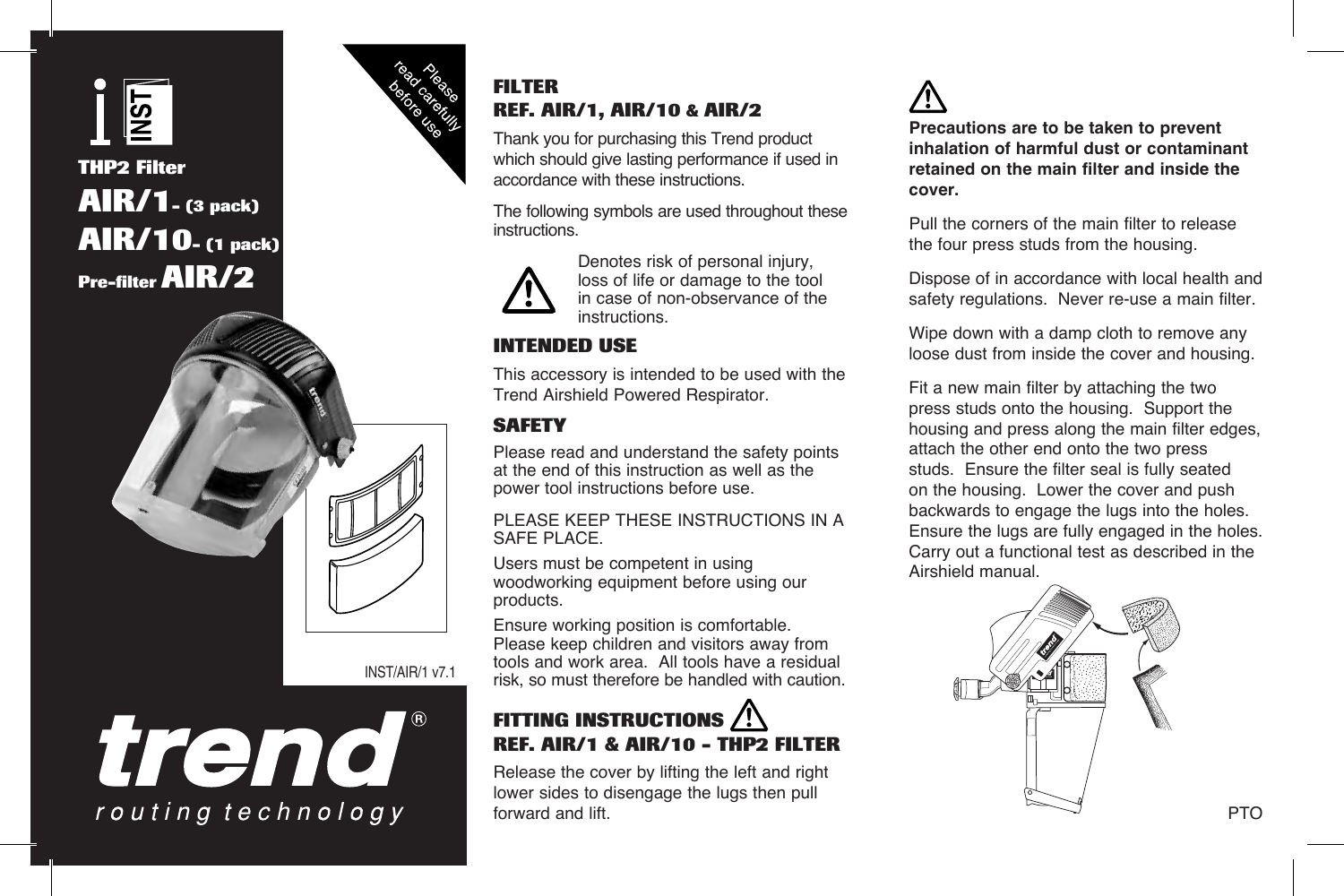THP2 Filter

# AIR/1- (3 pack)

# AIR/10- (1 pack)

# Pre-filter AIR/2

Please read carefully before use

INST/AIR/1 v7.1

**trend**® routing technology

## FILTER REF. AIR/1, AIR/10 & AIR/2

Thank you for purchasing this Trend product which should give lasting performance if used in accordance with these instructions.

The following symbols are used throughout these instructions.

⚠ Denotes risk of personal injury, loss of life or damage to the tool in case of non-observance of the instructions.

## INTENDED USE

This accessory is intended to be used with the Trend Airshield Powered Respirator.

## SAFETY

Please read and understand the safety points at the end of this instruction as well as the power tool instructions before use.

PLEASE KEEP THESE INSTRUCTIONS IN A SAFE PLACE.

Users must be competent in using woodworking equipment before using our products.

Ensure working position is comfortable. Please keep children and visitors away from tools and work area. All tools have a residual risk, so must therefore be handled with caution.

## FITTING INSTRUCTIONS ⚠ REF. AIR/1 & AIR/10 - THP2 FILTER

Release the cover by lifting the left and right lower sides to disengage the lugs then pull forward and lift.

⚠

**Precautions are to be taken to prevent inhalation of harmful dust or contaminant retained on the main filter and inside the cover.**

Pull the corners of the main filter to release the four press studs from the housing.

Dispose of in accordance with local health and safety regulations. Never re-use a main filter.

Wipe down with a damp cloth to remove any loose dust from inside the cover and housing.

Fit a new main filter by attaching the two press studs onto the housing. Support the housing and press along the main filter edges, attach the other end onto the two press studs. Ensure the filter seal is fully seated on the housing. Lower the cover and push backwards to engage the lugs into the holes. Ensure the lugs are fully engaged in the holes. Carry out a functional test as described in the Airshield manual.

PTO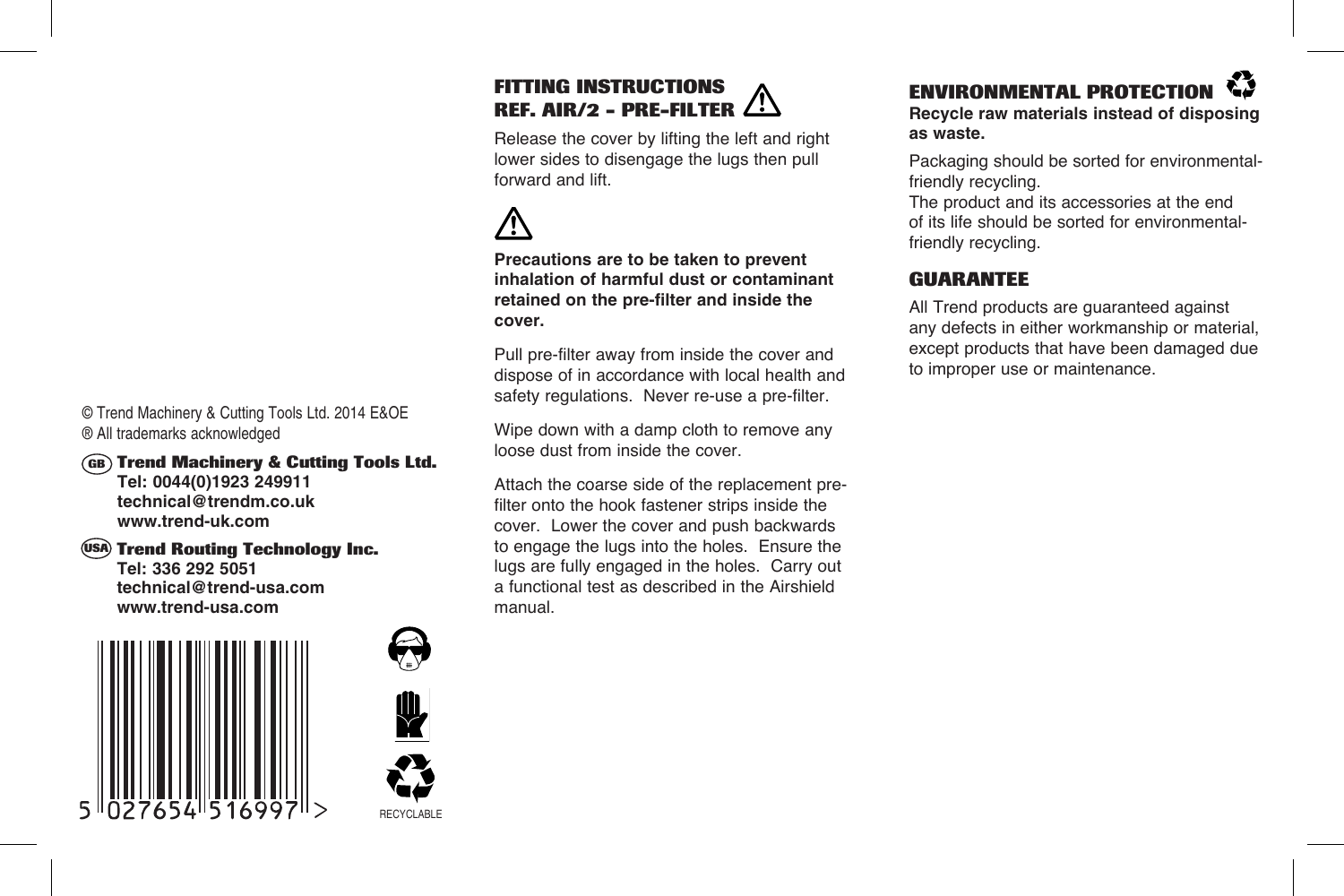© Trend Machinery & Cutting Tools Ltd. 2014 E&OE
® All trademarks acknowledged

(GB) **Trend Machinery & Cutting Tools Ltd.**
**Tel: 0044(0)1923 249911**
**technical@trendm.co.uk**
**www.trend-uk.com**

(USA) **Trend Routing Technology Inc.**
**Tel: 336 292 5051**
**technical@trend-usa.com**
**www.trend-usa.com**

5 027654 516997 >

RECYCLABLE

## FITTING INSTRUCTIONS REF. AIR/2 - PRE-FILTER

Release the cover by lifting the left and right lower sides to disengage the lugs then pull forward and lift.

**Precautions are to be taken to prevent inhalation of harmful dust or contaminant retained on the pre-filter and inside the cover.**

Pull pre-filter away from inside the cover and dispose of in accordance with local health and safety regulations. Never re-use a pre-filter.

Wipe down with a damp cloth to remove any loose dust from inside the cover.

Attach the coarse side of the replacement pre-filter onto the hook fastener strips inside the cover. Lower the cover and push backwards to engage the lugs into the holes. Ensure the lugs are fully engaged in the holes. Carry out a functional test as described in the Airshield manual.

## ENVIRONMENTAL PROTECTION

**Recycle raw materials instead of disposing as waste.**

Packaging should be sorted for environmental-friendly recycling.
The product and its accessories at the end of its life should be sorted for environmental-friendly recycling.

## GUARANTEE

All Trend products are guaranteed against any defects in either workmanship or material, except products that have been damaged due to improper use or maintenance.